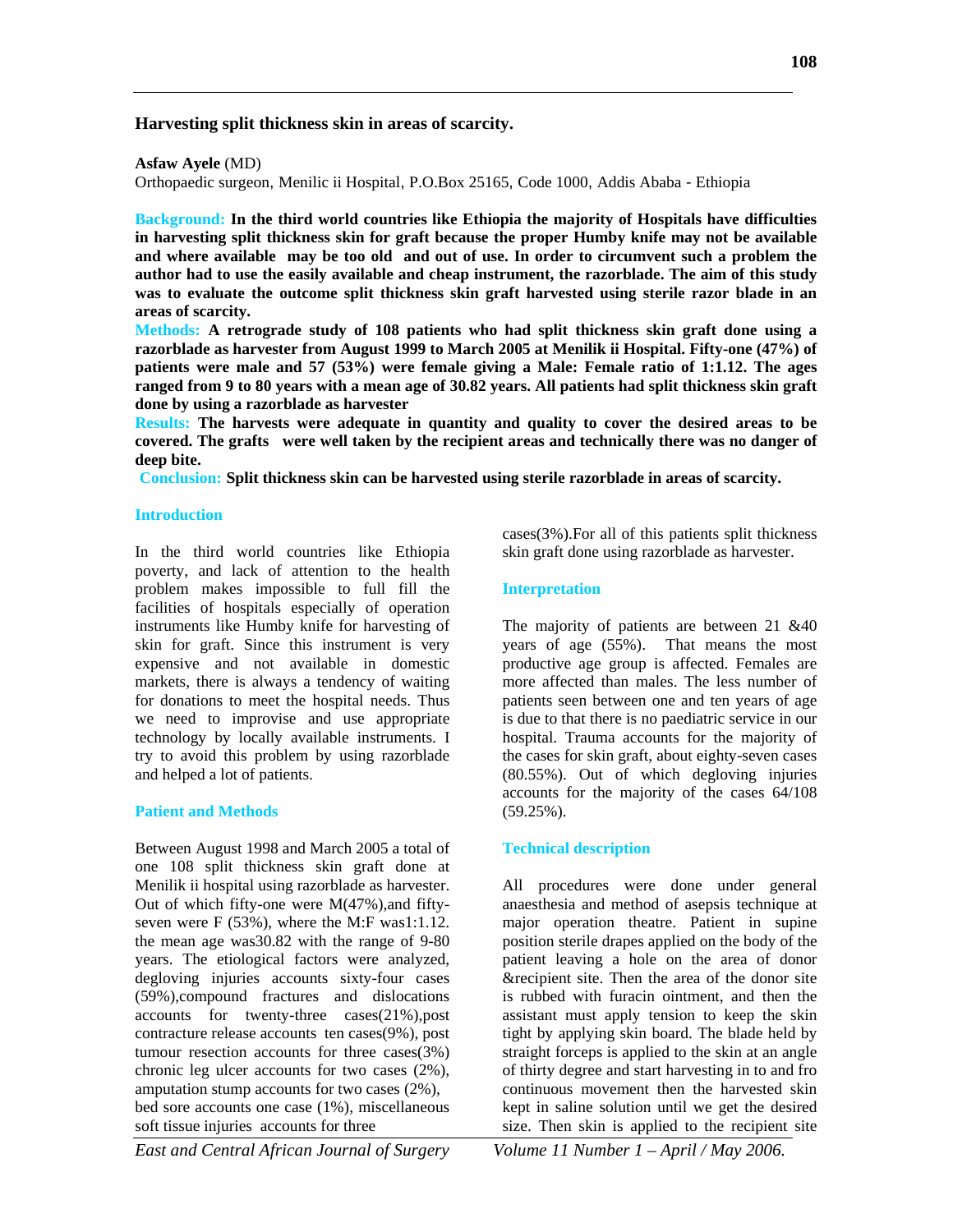## Harvesting split thickness skin in areas of scarcity.

**Asfaw Ayele** (MD)
Orthopaedic surgeon, Menilic ii Hospital, P.O.Box 25165, Code 1000, Addis Ababa - Ethiopia

**Background: In the third world countries like Ethiopia the majority of Hospitals have difficulties in harvesting split thickness skin for graft because the proper Humby knife may not be available and where available may be too old and out of use. In order to circumvent such a problem the author had to use the easily available and cheap instrument, the razorblade. The aim of this study was to evaluate the outcome split thickness skin graft harvested using sterile razor blade in an areas of scarcity.**

**Methods: A retrograde study of 108 patients who had split thickness skin graft done using a razorblade as harvester from August 1999 to March 2005 at Menilik ii Hospital. Fifty-one (47%) of patients were male and 57 (53%) were female giving a Male: Female ratio of 1:1.12. The ages ranged from 9 to 80 years with a mean age of 30.82 years. All patients had split thickness skin graft done by using a razorblade as harvester**

**Results: The harvests were adequate in quantity and quality to cover the desired areas to be covered. The grafts were well taken by the recipient areas and technically there was no danger of deep bite.**

**Conclusion: Split thickness skin can be harvested using sterile razorblade in areas of scarcity.**

### Introduction

In the third world countries like Ethiopia poverty, and lack of attention to the health problem makes impossible to full fill the facilities of hospitals especially of operation instruments like Humby knife for harvesting of skin for graft. Since this instrument is very expensive and not available in domestic markets, there is always a tendency of waiting for donations to meet the hospital needs. Thus we need to improvise and use appropriate technology by locally available instruments. I try to avoid this problem by using razorblade and helped a lot of patients.

### Patient and Methods

Between August 1998 and March 2005 a total of one 108 split thickness skin graft done at Menilik ii hospital using razorblade as harvester. Out of which fifty-one were M(47%),and fifty-seven were F (53%), where the M:F was1:1.12. the mean age was30.82 with the range of 9-80 years. The etiological factors were analyzed, degloving injuries accounts sixty-four cases (59%),compound fractures and dislocations accounts for twenty-three cases(21%),post contracture release accounts ten cases(9%), post tumour resection accounts for three cases(3%) chronic leg ulcer accounts for two cases (2%), amputation stump accounts for two cases (2%), bed sore accounts one case (1%), miscellaneous soft tissue injuries accounts for three cases(3%).For all of this patients split thickness skin graft done using razorblade as harvester.

### Interpretation

The majority of patients are between 21 &40 years of age (55%). That means the most productive age group is affected. Females are more affected than males. The less number of patients seen between one and ten years of age is due to that there is no paediatric service in our hospital. Trauma accounts for the majority of the cases for skin graft, about eighty-seven cases (80.55%). Out of which degloving injuries accounts for the majority of the cases 64/108 (59.25%).

### Technical description

All procedures were done under general anaesthesia and method of asepsis technique at major operation theatre. Patient in supine position sterile drapes applied on the body of the patient leaving a hole on the area of donor &recipient site. Then the area of the donor site is rubbed with furacin ointment, and then the assistant must apply tension to keep the skin tight by applying skin board. The blade held by straight forceps is applied to the skin at an angle of thirty degree and start harvesting in to and fro continuous movement then the harvested skin kept in saline solution until we get the desired size. Then skin is applied to the recipient site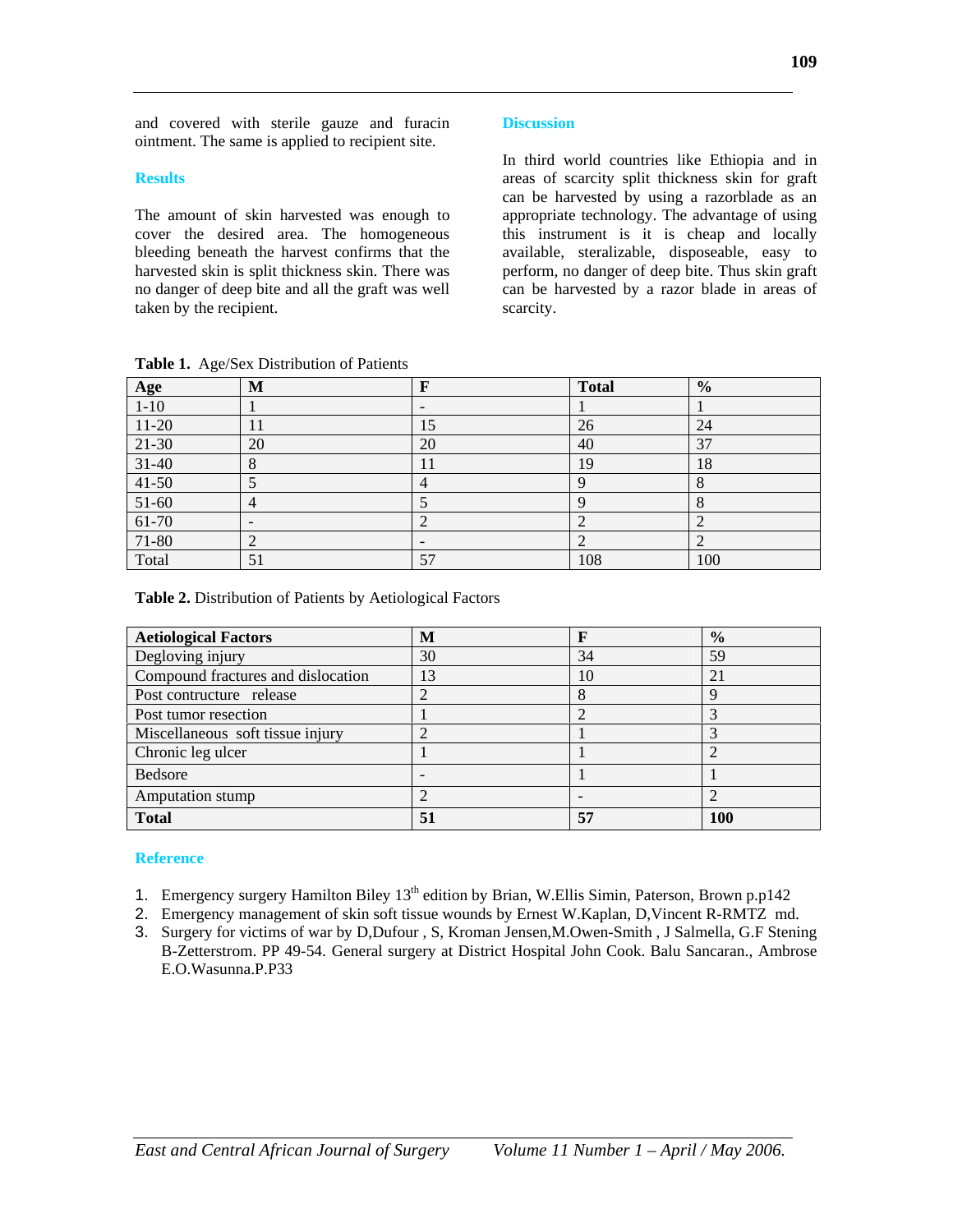and covered with sterile gauze and furacin ointment. The same is applied to recipient site.

## Results

The amount of skin harvested was enough to cover the desired area. The homogeneous bleeding beneath the harvest confirms that the harvested skin is split thickness skin. There was no danger of deep bite and all the graft was well taken by the recipient.

## Discussion

In third world countries like Ethiopia and in areas of scarcity split thickness skin for graft can be harvested by using a razorblade as an appropriate technology. The advantage of using this instrument is it is cheap and locally available, steralizable, disposeable, easy to perform, no danger of deep bite. Thus skin graft can be harvested by a razor blade in areas of scarcity.

**Table 1.** Age/Sex Distribution of Patients

| Age | M | F | Total | % |
|---|---|---|---|---|
| 1-10 | 1 | - | 1 | 1 |
| 11-20 | 11 | 15 | 26 | 24 |
| 21-30 | 20 | 20 | 40 | 37 |
| 31-40 | 8 | 11 | 19 | 18 |
| 41-50 | 5 | 4 | 9 | 8 |
| 51-60 | 4 | 5 | 9 | 8 |
| 61-70 | - | 2 | 2 | 2 |
| 71-80 | 2 | - | 2 | 2 |
| Total | 51 | 57 | 108 | 100 |

**Table 2.** Distribution of Patients by Aetiological Factors

| Aetiological Factors | M | F | % |
|---|---|---|---|
| Degloving injury | 30 | 34 | 59 |
| Compound fractures and dislocation | 13 | 10 | 21 |
| Post contructure release | 2 | 8 | 9 |
| Post tumor resection | 1 | 2 | 3 |
| Miscellaneous soft tissue injury | 2 | 1 | 3 |
| Chronic leg ulcer | 1 | 1 | 2 |
| Bedsore | - | 1 | 1 |
| Amputation stump | 2 | - | 2 |
| **Total** | **51** | **57** | **100** |

## Reference

1. Emergency surgery Hamilton Biley 13th edition by Brian, W.Ellis Simin, Paterson, Brown p.p142
2. Emergency management of skin soft tissue wounds by Ernest W.Kaplan, D,Vincent R-RMTZ md.
3. Surgery for victims of war by D,Dufour , S, Kroman Jensen,M.Owen-Smith , J Salmella, G.F Stening B-Zetterstrom. PP 49-54. General surgery at District Hospital John Cook. Balu Sancaran., Ambrose E.O.Wasunna.P.P33